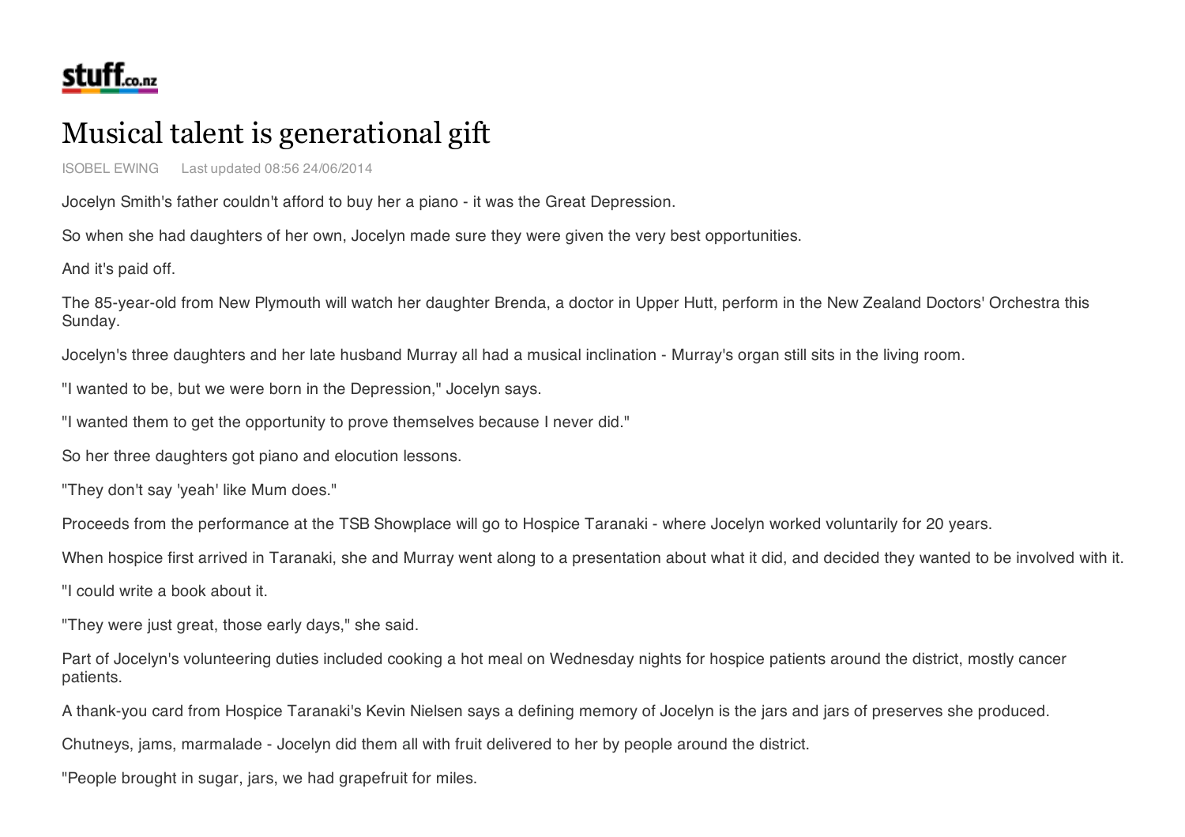stuff.co.nz

# Musical talent is generational gift

ISOBEL EWING Last updated 08:56 24/06/2014

Jocelyn Smith's father couldn't afford to buy her a piano - it was the Great Depression.

So when she had daughters of her own, Jocelyn made sure they were given the very best opportunities.

And it's paid off.

The 85-year-old from New Plymouth will watch her daughter Brenda, a doctor in Upper Hutt, perform in the New Zealand Doctors' Orchestra this Sunday.

Jocelyn's three daughters and her late husband Murray all had a musical inclination - Murray's organ still sits in the living room.

"I wanted to be, but we were born in the Depression," Jocelyn says.

"I wanted them to get the opportunity to prove themselves because I never did."

So her three daughters got piano and elocution lessons.

"They don't say 'yeah' like Mum does."

Proceeds from the performance at the TSB Showplace will go to Hospice Taranaki - where Jocelyn worked voluntarily for 20 years.

When hospice first arrived in Taranaki, she and Murray went along to a presentation about what it did, and decided they wanted to be involved with it.

"I could write a book about it.

"They were just great, those early days," she said.

Part of Jocelyn's volunteering duties included cooking a hot meal on Wednesday nights for hospice patients around the district, mostly cancer patients.

A thank-you card from Hospice Taranaki's Kevin Nielsen says a defining memory of Jocelyn is the jars and jars of preserves she produced.

Chutneys, jams, marmalade - Jocelyn did them all with fruit delivered to her by people around the district.

"People brought in sugar, jars, we had grapefruit for miles.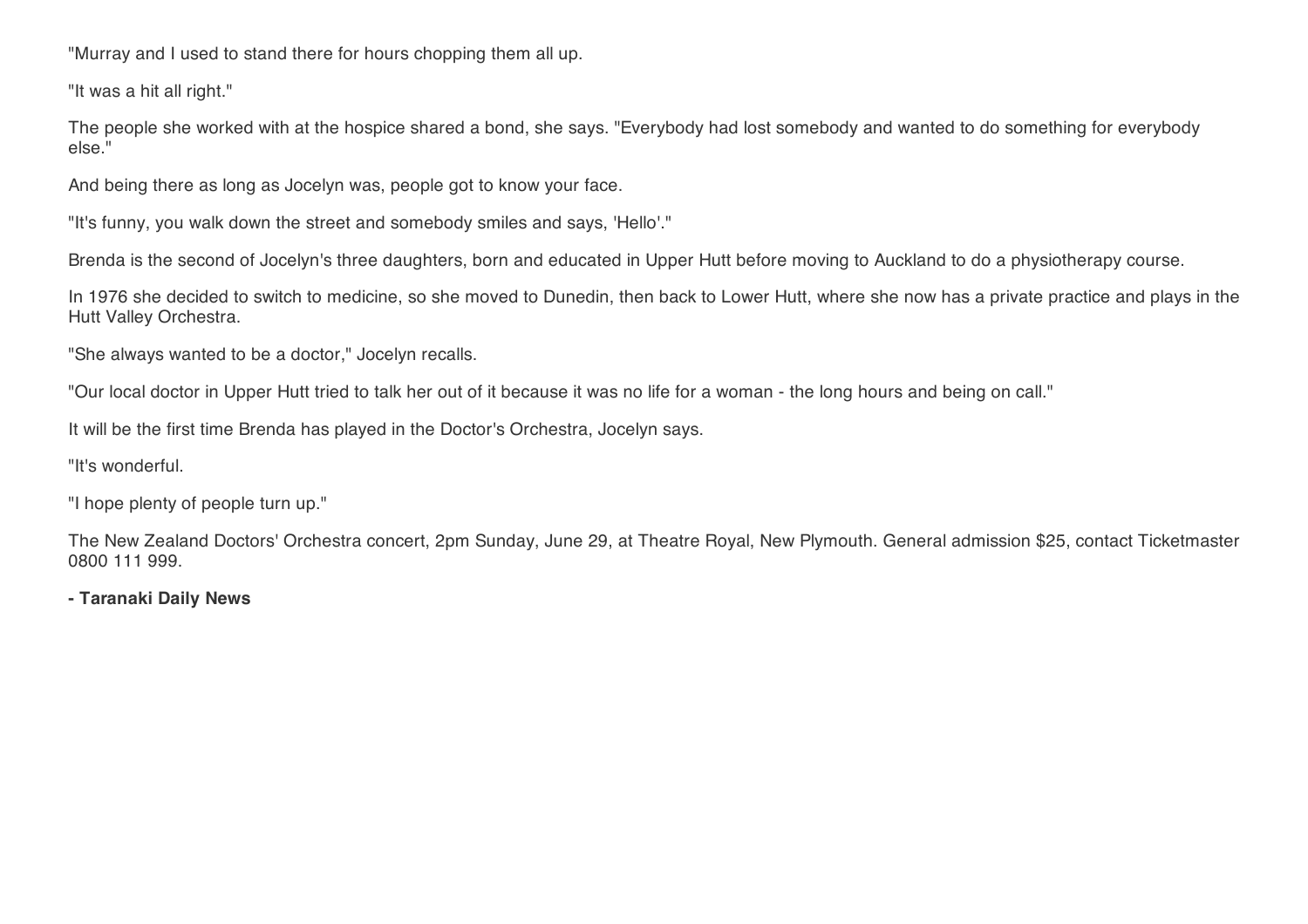"Murray and I used to stand there for hours chopping them all up.

"It was a hit all right."

The people she worked with at the hospice shared a bond, she says. "Everybody had lost somebody and wanted to do something for everybody else."

And being there as long as Jocelyn was, people got to know your face.

"It's funny, you walk down the street and somebody smiles and says, 'Hello'."

Brenda is the second of Jocelyn's three daughters, born and educated in Upper Hutt before moving to Auckland to do a physiotherapy course.

In 1976 she decided to switch to medicine, so she moved to Dunedin, then back to Lower Hutt, where she now has a private practice and plays in the Hutt Valley Orchestra.

"She always wanted to be a doctor," Jocelyn recalls.

"Our local doctor in Upper Hutt tried to talk her out of it because it was no life for a woman - the long hours and being on call."

It will be the first time Brenda has played in the Doctor's Orchestra, Jocelyn says.

"It's wonderful.

"I hope plenty of people turn up."

The New Zealand Doctors' Orchestra concert, 2pm Sunday, June 29, at Theatre Royal, New Plymouth. General admission $25, contact Ticketmaster 0800 111 999.

**- Taranaki Daily News**